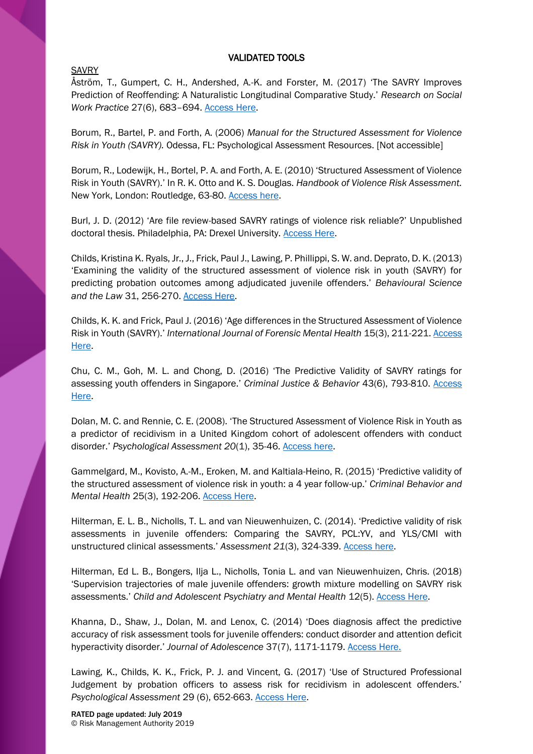# VALIDATED TOOLS

## SAVRY

Åström, T., Gumpert, C. H., Andershed, A.-K. and Forster, M. (2017) 'The SAVRY Improves Prediction of Reoffending: A Naturalistic Longitudinal Comparative Study.' *Research on Social Work Practice* 27(6), 683–694. Access Here.

Borum, R., Bartel, P. and Forth, A. (2006) *Manual for the Structured Assessment for Violence Risk in Youth (SAVRY).* Odessa, FL: Psychological Assessment Resources. [Not accessible]

Borum, R., Lodewijk, H., Bortel, P. A. and Forth, A. E. (2010) 'Structured Assessment of Violence Risk in Youth (SAVRY).' In R. K. Otto and K. S. Douglas. *Handbook of Violence Risk Assessment.* New York, London: Routledge, 63-80. Access here.

Burl, J. D. (2012) 'Are file review-based SAVRY ratings of violence risk reliable?' Unpublished doctoral thesis. Philadelphia, PA: Drexel University. Access Here.

Childs, Kristina K. Ryals, Jr., J., Frick, Paul J., Lawing, P. Phillippi, S. W. and. Deprato, D. K. (2013) 'Examining the validity of the structured assessment of violence risk in youth (SAVRY) for predicting probation outcomes among adjudicated juvenile offenders.' *Behavioural Science and the Law* 31, 256-270. Access Here.

Childs, K. K. and Frick, Paul J. (2016) 'Age differences in the Structured Assessment of Violence Risk in Youth (SAVRY).' *International Journal of Forensic Mental Health* 15(3), 211-221. Access Here.

Chu, C. M., Goh, M. L. and Chong, D. (2016) 'The Predictive Validity of SAVRY ratings for assessing youth offenders in Singapore.' *Criminal Justice & Behavior* 43(6), 793-810. Access Here.

Dolan, M. C. and Rennie, C. E. (2008). 'The Structured Assessment of Violence Risk in Youth as a predictor of recidivism in a United Kingdom cohort of adolescent offenders with conduct disorder.' *Psychological Assessment 20*(1), 35-46. Access here.

Gammelgard, M., Kovisto, A.-M., Eroken, M. and Kaltiala-Heino, R. (2015) 'Predictive validity of the structured assessment of violence risk in youth: a 4 year follow-up.' *Criminal Behavior and Mental Health* 25(3), 192-206. Access Here.

Hilterman, E. L. B., Nicholls, T. L. and van Nieuwenhuizen, C. (2014). 'Predictive validity of risk assessments in juvenile offenders: Comparing the SAVRY, PCL:YV, and YLS/CMI with unstructured clinical assessments.' *Assessment 21*(3), 324-339. Access here.

Hilterman, Ed L. B., Bongers, Ilja L., Nicholls, Tonia L. and van Nieuwenhuizen, Chris. (2018) 'Supervision trajectories of male juvenile offenders: growth mixture modelling on SAVRY risk assessments.' *Child and Adolescent Psychiatry and Mental Health* 12(5). Access Here.

Khanna, D., Shaw, J., Dolan, M. and Lenox, C. (2014) 'Does diagnosis affect the predictive accuracy of risk assessment tools for juvenile offenders: conduct disorder and attention deficit hyperactivity disorder.' *Journal of Adolescence* 37(7), 1171-1179. Access Here.

Lawing, K., Childs, K. K., Frick, P. J. and Vincent, G. (2017) 'Use of Structured Professional Judgement by probation officers to assess risk for recidivism in adolescent offenders.' *Psychological Assessment* 29 (6), 652-663. Access Here.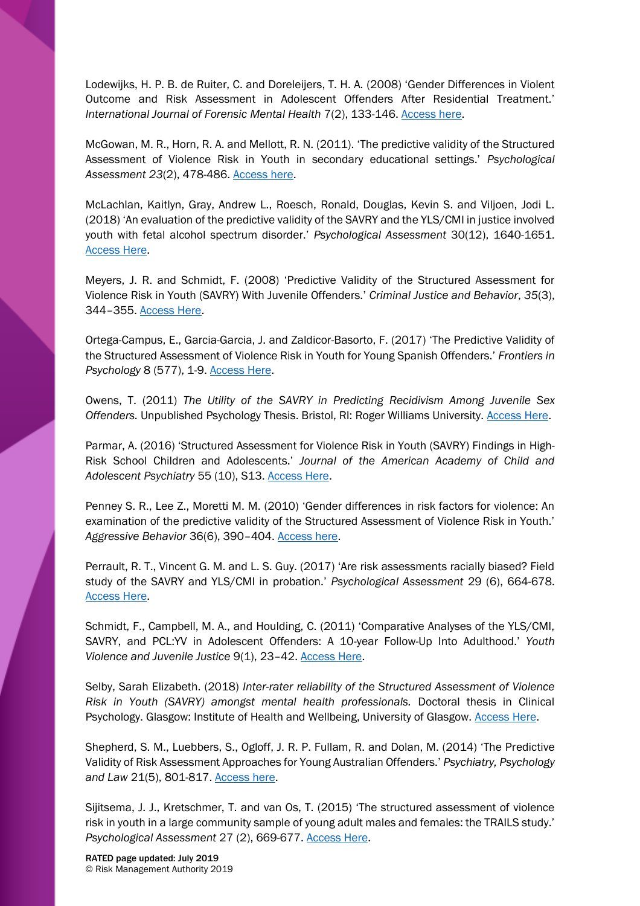Lodewijks, H. P. B. de Ruiter, C. and Doreleijers, T. H. A. (2008) 'Gender Differences in Violent Outcome and Risk Assessment in Adolescent Offenders After Residential Treatment.' *International Journal of Forensic Mental Health* 7(2), 133-146. Access here.

McGowan, M. R., Horn, R. A. and Mellott, R. N. (2011). 'The predictive validity of the Structured Assessment of Violence Risk in Youth in secondary educational settings.' *Psychological Assessment 23*(2), 478-486. Access here.

McLachlan, Kaitlyn, Gray, Andrew L., Roesch, Ronald, Douglas, Kevin S. and Viljoen, Jodi L. (2018) 'An evaluation of the predictive validity of the SAVRY and the YLS/CMI in justice involved youth with fetal alcohol spectrum disorder.' *Psychological Assessment* 30(12), 1640-1651. Access Here.

Meyers, J. R. and Schmidt, F. (2008) 'Predictive Validity of the Structured Assessment for Violence Risk in Youth (SAVRY) With Juvenile Offenders.' *Criminal Justice and Behavior*, *35*(3), 344–355. Access Here.

Ortega-Campus, E., Garcia-Garcia, J. and Zaldicor-Basorto, F. (2017) 'The Predictive Validity of the Structured Assessment of Violence Risk in Youth for Young Spanish Offenders.' *Frontiers in Psychology* 8 (577), 1-9. Access Here.

Owens, T. (2011) *The Utility of the SAVRY in Predicting Recidivism Among Juvenile Sex Offenders.* Unpublished Psychology Thesis. Bristol, RI: Roger Williams University. Access Here.

Parmar, A. (2016) 'Structured Assessment for Violence Risk in Youth (SAVRY) Findings in High-Risk School Children and Adolescents.' *Journal of the American Academy of Child and Adolescent Psychiatry* 55 (10), S13. Access Here.

Penney S. R., Lee Z., Moretti M. M. (2010) 'Gender differences in risk factors for violence: An examination of the predictive validity of the Structured Assessment of Violence Risk in Youth.' *Aggressive Behavior* 36(6), 390–404. Access here.

Perrault, R. T., Vincent G. M. and L. S. Guy. (2017) 'Are risk assessments racially biased? Field study of the SAVRY and YLS/CMI in probation.' *Psychological Assessment* 29 (6), 664-678. Access Here.

Schmidt, F., Campbell, M. A., and Houlding, C. (2011) 'Comparative Analyses of the YLS/CMI, SAVRY, and PCL:YV in Adolescent Offenders: A 10-year Follow-Up Into Adulthood.' *Youth Violence and Juvenile Justice* 9(1), 23–42. Access Here.

Selby, Sarah Elizabeth. (2018) *Inter-rater reliability of the Structured Assessment of Violence Risk in Youth (SAVRY) amongst mental health professionals.* Doctoral thesis in Clinical Psychology. Glasgow: Institute of Health and Wellbeing, University of Glasgow. Access Here.

Shepherd, S. M., Luebbers, S., Ogloff, J. R. P. Fullam, R. and Dolan, M. (2014) 'The Predictive Validity of Risk Assessment Approaches for Young Australian Offenders.' *Psychiatry, Psychology and Law* 21(5), 801-817. Access here.

Sijitsema, J. J., Kretschmer, T. and van Os, T. (2015) 'The structured assessment of violence risk in youth in a large community sample of young adult males and females: the TRAILS study.' *Psychological Assessment* 27 (2), 669-677. Access Here.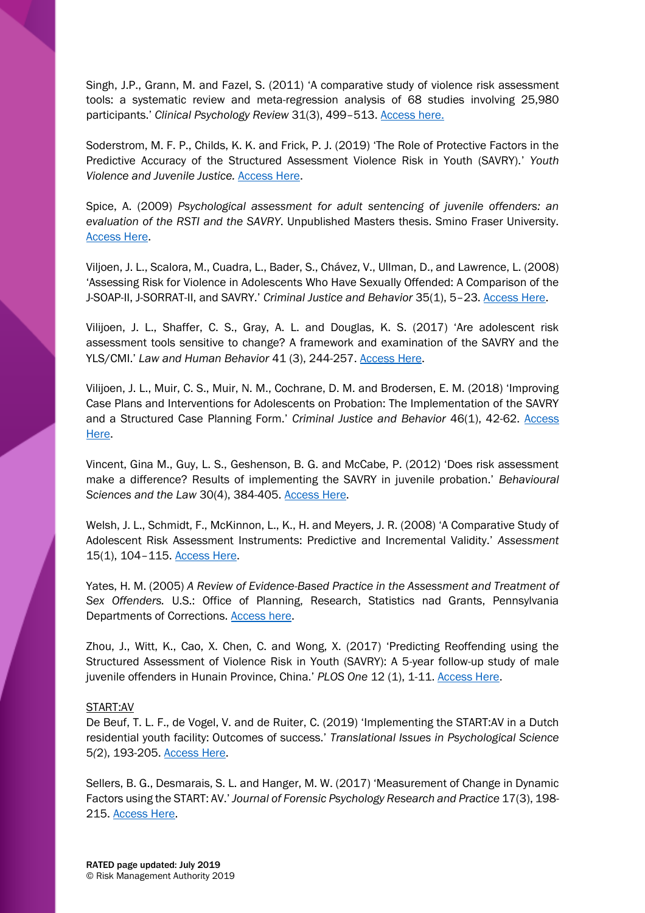Singh, J.P., Grann, M. and Fazel, S. (2011) 'A comparative study of violence risk assessment tools: a systematic review and meta-regression analysis of 68 studies involving 25,980 participants.' *Clinical Psychology Review* 31(3), 499–513. Access here.

Soderstrom, M. F. P., Childs, K. K. and Frick, P. J. (2019) 'The Role of Protective Factors in the Predictive Accuracy of the Structured Assessment Violence Risk in Youth (SAVRY).' *Youth Violence and Juvenile Justice.* Access Here.

Spice, A. (2009) *Psychological assessment for adult sentencing of juvenile offenders: an evaluation of the RSTI and the SAVRY*. Unpublished Masters thesis. Smino Fraser University. Access Here.

Viljoen, J. L., Scalora, M., Cuadra, L., Bader, S., Chávez, V., Ullman, D., and Lawrence, L. (2008) 'Assessing Risk for Violence in Adolescents Who Have Sexually Offended: A Comparison of the J-SOAP-II, J-SORRAT-II, and SAVRY.' *Criminal Justice and Behavior* 35(1), 5–23. Access Here.

Vilijoen, J. L., Shaffer, C. S., Gray, A. L. and Douglas, K. S. (2017) 'Are adolescent risk assessment tools sensitive to change? A framework and examination of the SAVRY and the YLS/CMI.' *Law and Human Behavior* 41 (3), 244-257. Access Here.

Vilijoen, J. L., Muir, C. S., Muir, N. M., Cochrane, D. M. and Brodersen, E. M. (2018) 'Improving Case Plans and Interventions for Adolescents on Probation: The Implementation of the SAVRY and a Structured Case Planning Form.' *Criminal Justice and Behavior* 46(1), 42-62. Access Here.

Vincent, Gina M., Guy, L. S., Geshenson, B. G. and McCabe, P. (2012) 'Does risk assessment make a difference? Results of implementing the SAVRY in juvenile probation.' *Behavioural Sciences and the Law* 30(4), 384-405. Access Here.

Welsh, J. L., Schmidt, F., McKinnon, L., K., H. and Meyers, J. R. (2008) 'A Comparative Study of Adolescent Risk Assessment Instruments: Predictive and Incremental Validity.' *Assessment* 15(1), 104–115. Access Here.

Yates, H. M. (2005) *A Review of Evidence-Based Practice in the Assessment and Treatment of Sex Offenders.* U.S.: Office of Planning, Research, Statistics nad Grants, Pennsylvania Departments of Corrections. Access here.

Zhou, J., Witt, K., Cao, X. Chen, C. and Wong, X. (2017) 'Predicting Reoffending using the Structured Assessment of Violence Risk in Youth (SAVRY): A 5-year follow-up study of male juvenile offenders in Hunain Province, China.' *PLOS One* 12 (1), 1-11. Access Here.

START:AV

De Beuf, T. L. F., de Vogel, V. and de Ruiter, C. (2019) 'Implementing the START:AV in a Dutch residential youth facility: Outcomes of success.' *Translational Issues in Psychological Science* 5*(*2), 193-205. Access Here.

Sellers, B. G., Desmarais, S. L. and Hanger, M. W. (2017) 'Measurement of Change in Dynamic Factors using the START: AV.' *Journal of Forensic Psychology Research and Practice* 17(3), 198-215. Access Here.

**RATED page updated: July 2019**
© Risk Management Authority 2019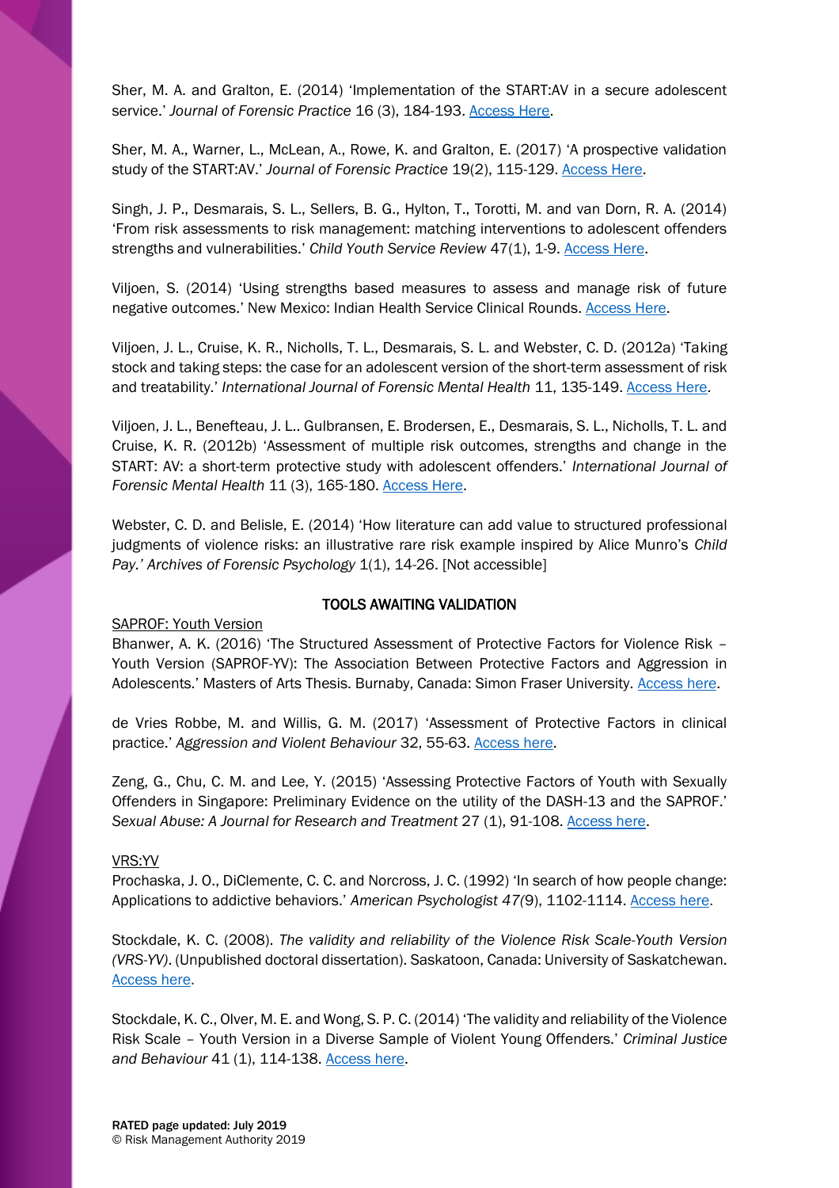Sher, M. A. and Gralton, E. (2014) 'Implementation of the START:AV in a secure adolescent service.' *Journal of Forensic Practice* 16 (3), 184-193. Access Here.

Sher, M. A., Warner, L., McLean, A., Rowe, K. and Gralton, E. (2017) 'A prospective validation study of the START:AV.' *Journal of Forensic Practice* 19(2), 115-129. Access Here.

Singh, J. P., Desmarais, S. L., Sellers, B. G., Hylton, T., Torotti, M. and van Dorn, R. A. (2014) 'From risk assessments to risk management: matching interventions to adolescent offenders strengths and vulnerabilities.' *Child Youth Service Review* 47(1), 1-9. Access Here.

Viljoen, S. (2014) 'Using strengths based measures to assess and manage risk of future negative outcomes.' New Mexico: Indian Health Service Clinical Rounds. Access Here.

Viljoen, J. L., Cruise, K. R., Nicholls, T. L., Desmarais, S. L. and Webster, C. D. (2012a) 'Taking stock and taking steps: the case for an adolescent version of the short-term assessment of risk and treatability.' *International Journal of Forensic Mental Health* 11, 135-149. Access Here.

Viljoen, J. L., Benefteau, J. L.. Gulbransen, E. Brodersen, E., Desmarais, S. L., Nicholls, T. L. and Cruise, K. R. (2012b) 'Assessment of multiple risk outcomes, strengths and change in the START: AV: a short-term protective study with adolescent offenders.' *International Journal of Forensic Mental Health* 11 (3), 165-180. Access Here.

Webster, C. D. and Belisle, E. (2014) 'How literature can add value to structured professional judgments of violence risks: an illustrative rare risk example inspired by Alice Munro's *Child Pay.' Archives of Forensic Psychology* 1(1), 14-26. [Not accessible]

## TOOLS AWAITING VALIDATION

SAPROF: Youth Version

Bhanwer, A. K. (2016) 'The Structured Assessment of Protective Factors for Violence Risk – Youth Version (SAPROF-YV): The Association Between Protective Factors and Aggression in Adolescents.' Masters of Arts Thesis. Burnaby, Canada: Simon Fraser University. Access here.

de Vries Robbe, M. and Willis, G. M. (2017) 'Assessment of Protective Factors in clinical practice.' *Aggression and Violent Behaviour* 32, 55-63. Access here.

Zeng, G., Chu, C. M. and Lee, Y. (2015) 'Assessing Protective Factors of Youth with Sexually Offenders in Singapore: Preliminary Evidence on the utility of the DASH-13 and the SAPROF.' *Sexual Abuse: A Journal for Research and Treatment* 27 (1), 91-108. Access here.

VRS:YV

Prochaska, J. O., DiClemente, C. C. and Norcross, J. C. (1992) 'In search of how people change: Applications to addictive behaviors.' *American Psychologist 47*(9), 1102-1114. Access here.

Stockdale, K. C. (2008). *The validity and reliability of the Violence Risk Scale-Youth Version (VRS-YV)*. (Unpublished doctoral dissertation). Saskatoon, Canada: University of Saskatchewan. Access here.

Stockdale, K. C., Olver, M. E. and Wong, S. P. C. (2014) 'The validity and reliability of the Violence Risk Scale – Youth Version in a Diverse Sample of Violent Young Offenders.' *Criminal Justice and Behaviour* 41 (1), 114-138. Access here.

**RATED page updated: July 2019**
© Risk Management Authority 2019